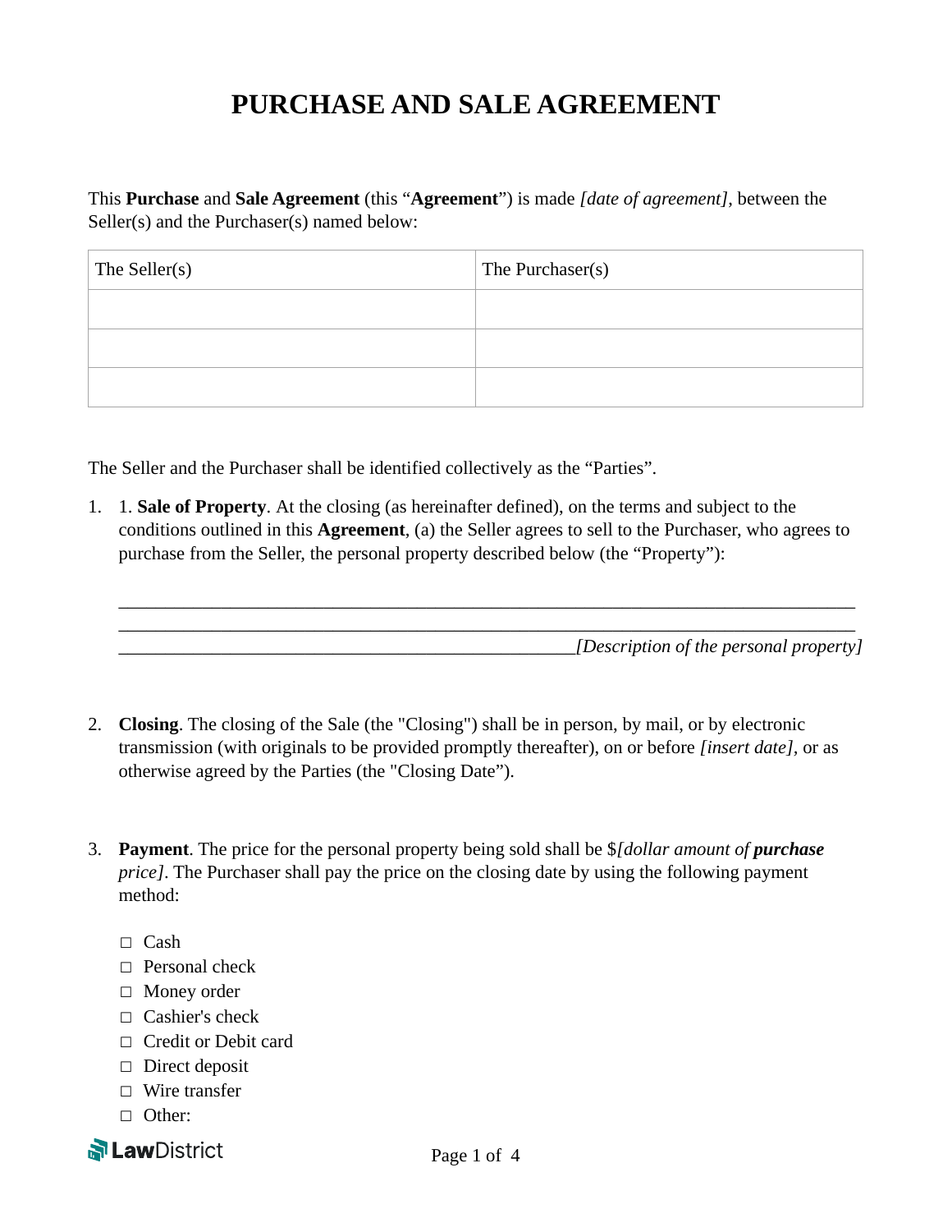# PURCHASE AND SALE AGREEMENT

This **Purchase** and **Sale Agreement** (this "**Agreement**") is made *[date of agreement]*, between the Seller(s) and the Purchaser(s) named below:

| The Seller(s) | The Purchaser(s) |
|---|---|
| | |
| | |
| | |

The Seller and the Purchaser shall be identified collectively as the "Parties".

1. 1. **Sale of Property**. At the closing (as hereinafter defined), on the terms and subject to the conditions outlined in this **Agreement**, (a) the Seller agrees to sell to the Purchaser, who agrees to purchase from the Seller, the personal property described below (the "Property"):

   ______________________________________________________________________________
   ______________________________________________________________________________
   ________________________________________________*[Description of the personal property]*

2. **Closing**. The closing of the Sale (the "Closing") shall be in person, by mail, or by electronic transmission (with originals to be provided promptly thereafter), on or before *[insert date]*, or as otherwise agreed by the Parties (the "Closing Date").

3. **Payment**. The price for the personal property being sold shall be $*[dollar amount of **purchase** price]*. The Purchaser shall pay the price on the closing date by using the following payment method:

   ☐ Cash
   ☐ Personal check
   ☐ Money order
   ☐ Cashier's check
   ☐ Credit or Debit card
   ☐ Direct deposit
   ☐ Wire transfer
   ☐ Other: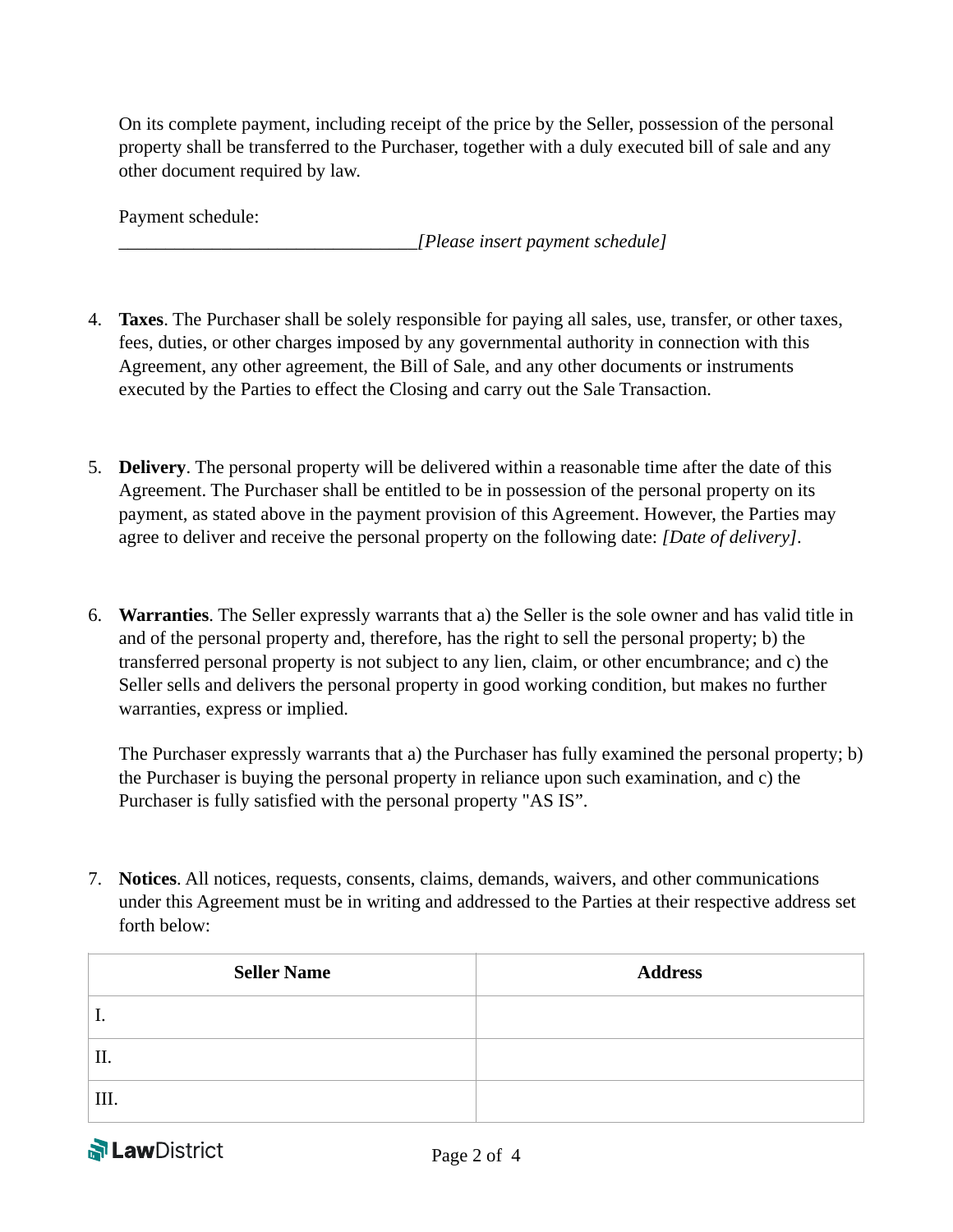On its complete payment, including receipt of the price by the Seller, possession of the personal property shall be transferred to the Purchaser, together with a duly executed bill of sale and any other document required by law.

Payment schedule:
________________________________*[Please insert payment schedule]*

4. **Taxes**. The Purchaser shall be solely responsible for paying all sales, use, transfer, or other taxes, fees, duties, or other charges imposed by any governmental authority in connection with this Agreement, any other agreement, the Bill of Sale, and any other documents or instruments executed by the Parties to effect the Closing and carry out the Sale Transaction.

5. **Delivery**. The personal property will be delivered within a reasonable time after the date of this Agreement. The Purchaser shall be entitled to be in possession of the personal property on its payment, as stated above in the payment provision of this Agreement. However, the Parties may agree to deliver and receive the personal property on the following date: *[Date of delivery]*.

6. **Warranties**. The Seller expressly warrants that a) the Seller is the sole owner and has valid title in and of the personal property and, therefore, has the right to sell the personal property; b) the transferred personal property is not subject to any lien, claim, or other encumbrance; and c) the Seller sells and delivers the personal property in good working condition, but makes no further warranties, express or implied.

   The Purchaser expressly warrants that a) the Purchaser has fully examined the personal property; b) the Purchaser is buying the personal property in reliance upon such examination, and c) the Purchaser is fully satisfied with the personal property "AS IS".

7. **Notices**. All notices, requests, consents, claims, demands, waivers, and other communications under this Agreement must be in writing and addressed to the Parties at their respective address set forth below:

| Seller Name | Address |
|---|---|
| I. | |
| II. | |
| III. | |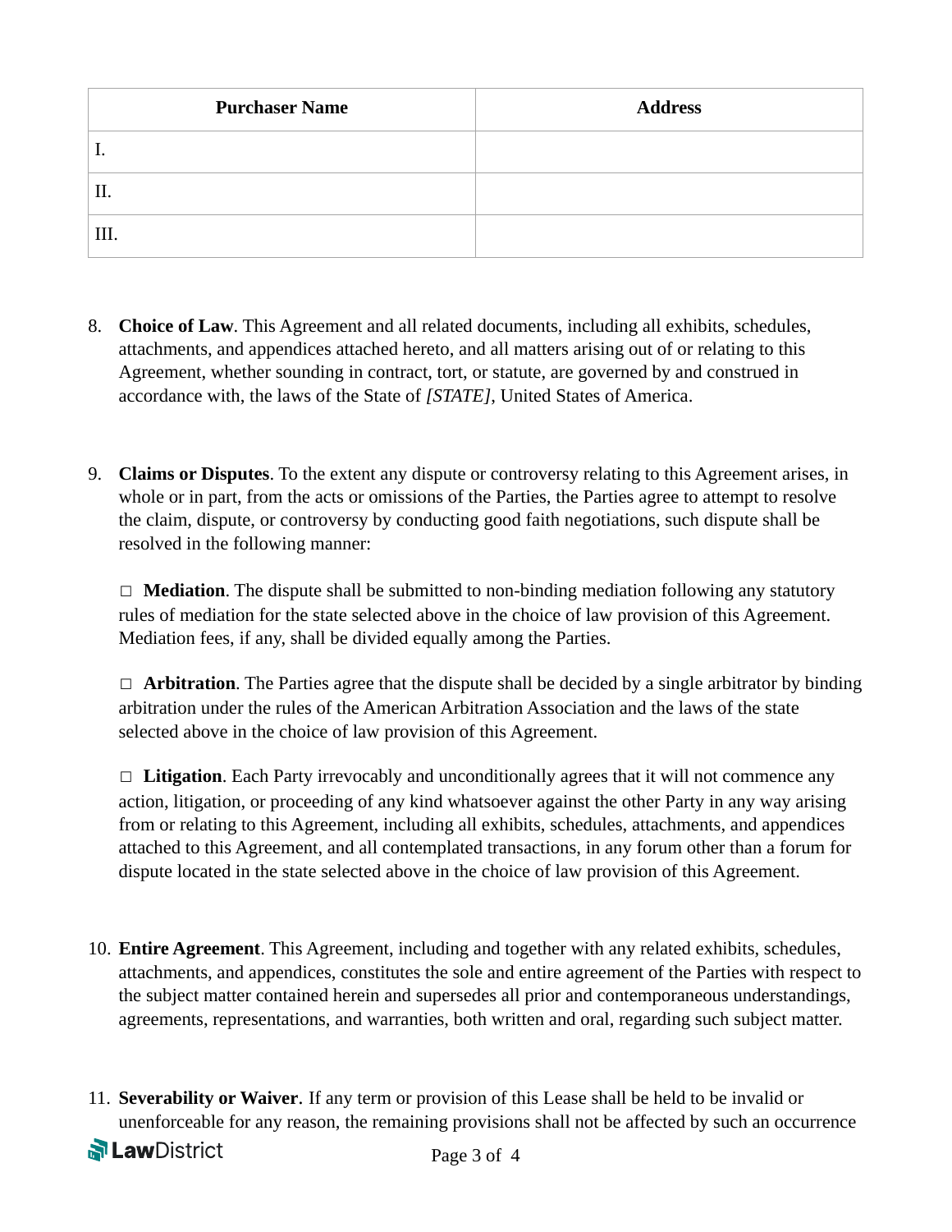| Purchaser Name | Address |
| --- | --- |
| I. | |
| II. | |
| III. | |

8. **Choice of Law**. This Agreement and all related documents, including all exhibits, schedules, attachments, and appendices attached hereto, and all matters arising out of or relating to this Agreement, whether sounding in contract, tort, or statute, are governed by and construed in accordance with, the laws of the State of *[STATE]*, United States of America.

9. **Claims or Disputes**. To the extent any dispute or controversy relating to this Agreement arises, in whole or in part, from the acts or omissions of the Parties, the Parties agree to attempt to resolve the claim, dispute, or controversy by conducting good faith negotiations, such dispute shall be resolved in the following manner:

   □ **Mediation**. The dispute shall be submitted to non-binding mediation following any statutory rules of mediation for the state selected above in the choice of law provision of this Agreement. Mediation fees, if any, shall be divided equally among the Parties.

   □ **Arbitration**. The Parties agree that the dispute shall be decided by a single arbitrator by binding arbitration under the rules of the American Arbitration Association and the laws of the state selected above in the choice of law provision of this Agreement.

   □ **Litigation**. Each Party irrevocably and unconditionally agrees that it will not commence any action, litigation, or proceeding of any kind whatsoever against the other Party in any way arising from or relating to this Agreement, including all exhibits, schedules, attachments, and appendices attached to this Agreement, and all contemplated transactions, in any forum other than a forum for dispute located in the state selected above in the choice of law provision of this Agreement.

10. **Entire Agreement**. This Agreement, including and together with any related exhibits, schedules, attachments, and appendices, constitutes the sole and entire agreement of the Parties with respect to the subject matter contained herein and supersedes all prior and contemporaneous understandings, agreements, representations, and warranties, both written and oral, regarding such subject matter.

11. **Severability or Waiver**. If any term or provision of this Lease shall be held to be invalid or unenforceable for any reason, the remaining provisions shall not be affected by such an occurrence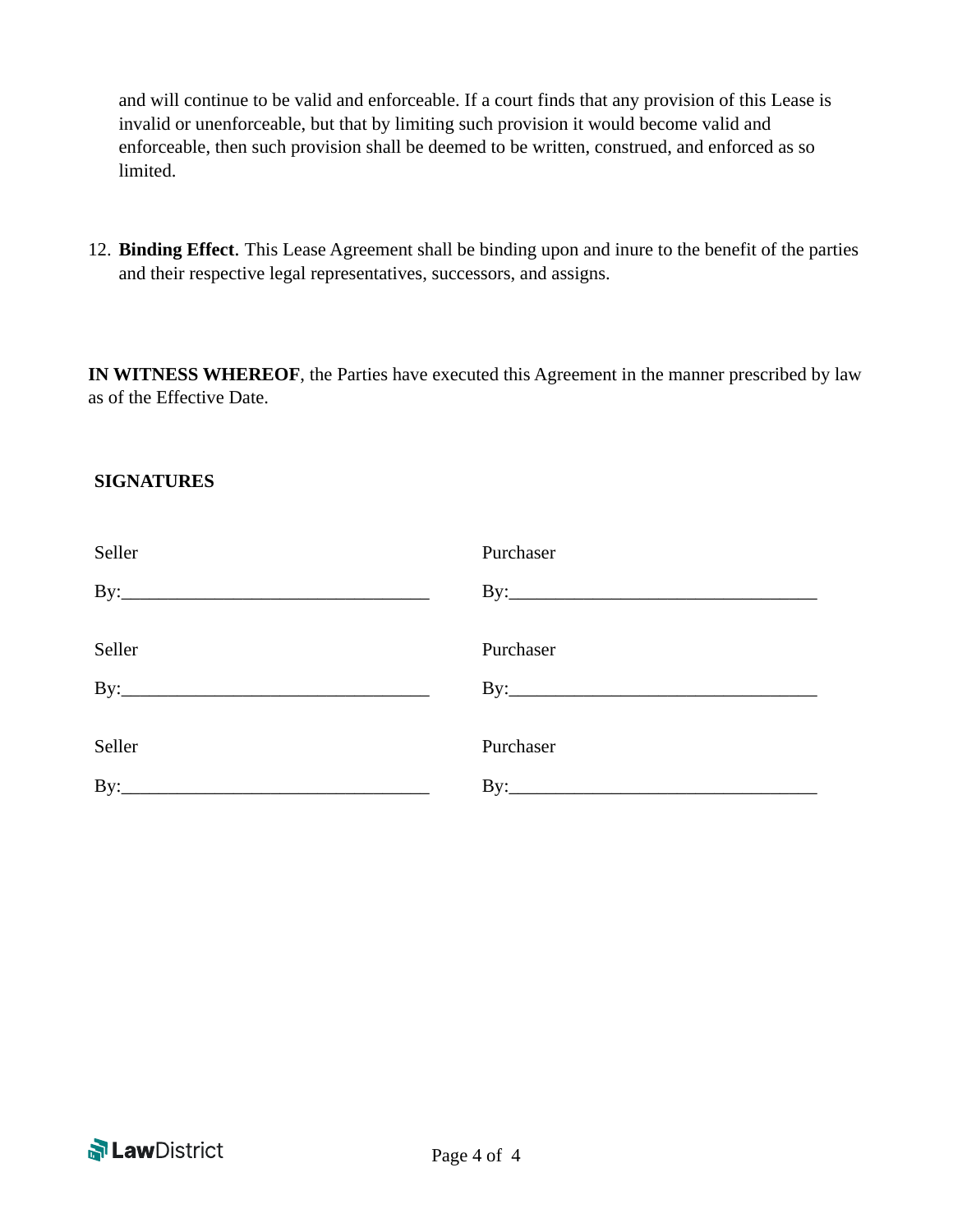and will continue to be valid and enforceable. If a court finds that any provision of this Lease is invalid or unenforceable, but that by limiting such provision it would become valid and enforceable, then such provision shall be deemed to be written, construed, and enforced as so limited.

12. **Binding Effect**. This Lease Agreement shall be binding upon and inure to the benefit of the parties and their respective legal representatives, successors, and assigns.

**IN WITNESS WHEREOF**, the Parties have executed this Agreement in the manner prescribed by law as of the Effective Date.

**SIGNATURES**

| | |
|---|---|
| Seller | Purchaser |
| By:_________________________________ | By:_________________________________ |
| Seller | Purchaser |
| By:_________________________________ | By:_________________________________ |
| Seller | Purchaser |
| By:_________________________________ | By:_________________________________ |